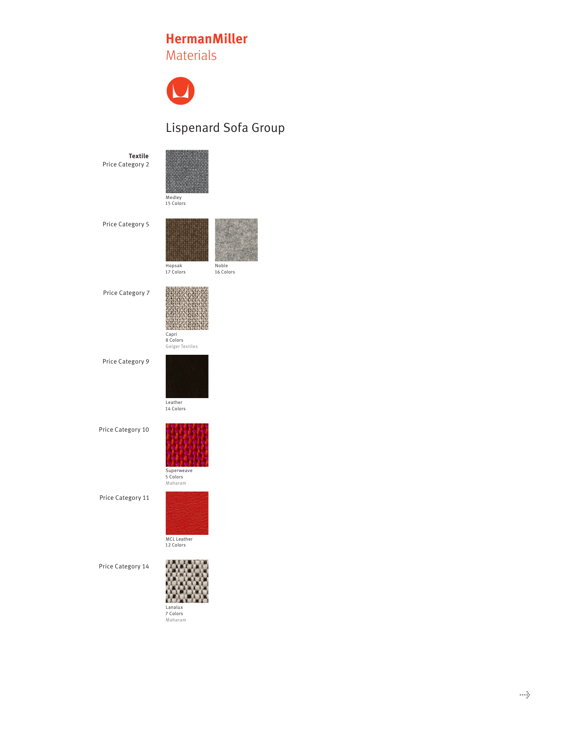# HermanMiller
## Materials

## Lispenard Sofa Group

**Textile**

Price Category 2

Medley
15 Colors

Price Category 5

Hopsak
17 Colors

Noble
16 Colors

Price Category 7

Capri
8 Colors
Geiger Textiles

Price Category 9

Leather
14 Colors

Price Category 10

Superweave
5 Colors
Maharam

Price Category 11

MCL Leather
12 Colors

Price Category 14

Lanalux
7 Colors
Maharam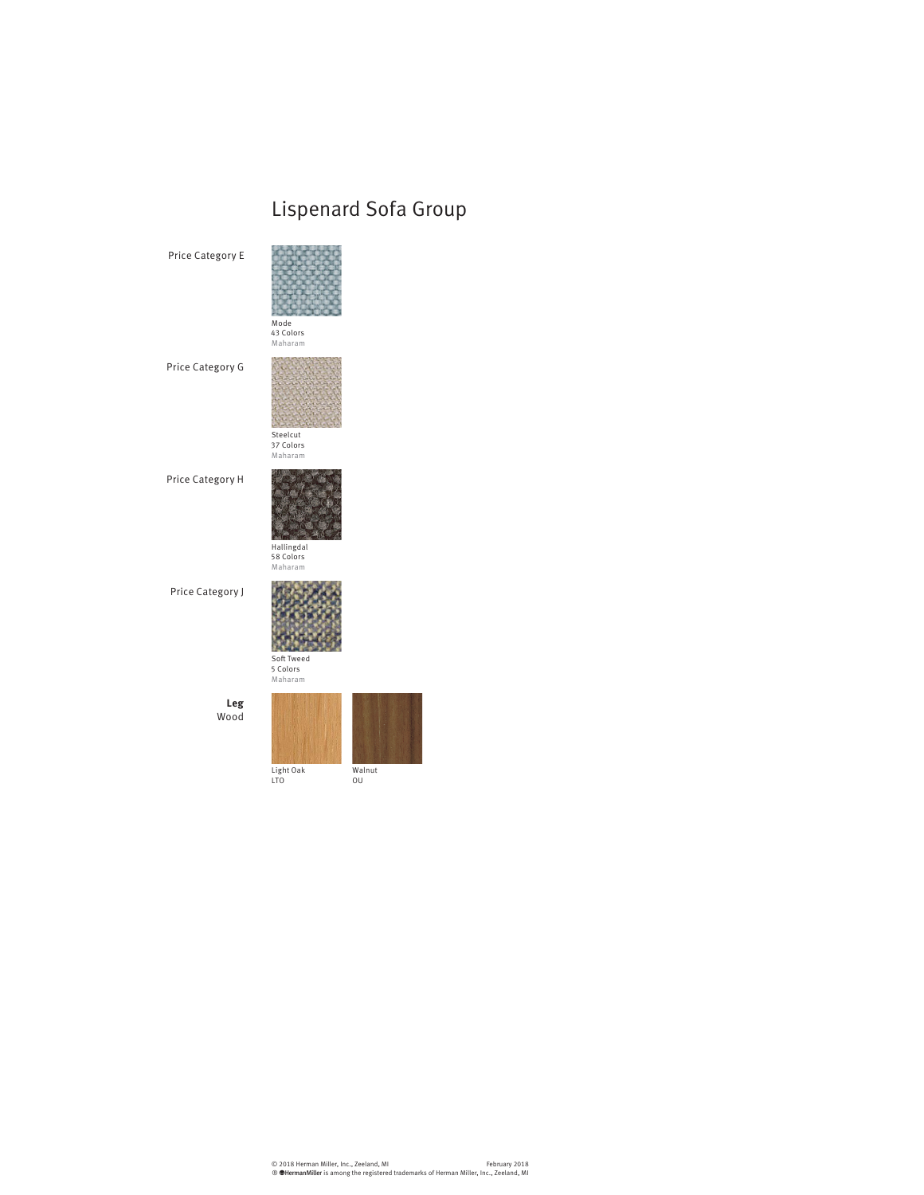# Lispenard Sofa Group

Price Category E

Mode
43 Colors
Maharam

Price Category G

Steelcut
37 Colors
Maharam

Price Category H

Hallingdal
58 Colors
Maharam

Price Category J

Soft Tweed
5 Colors
Maharam

**Leg**
Wood

Light Oak
LTO

Walnut
OU

© 2018 Herman Miller, Inc., Zeeland, MI
February 2018
® HermanMiller is among the registered trademarks of Herman Miller, Inc., Zeeland, MI